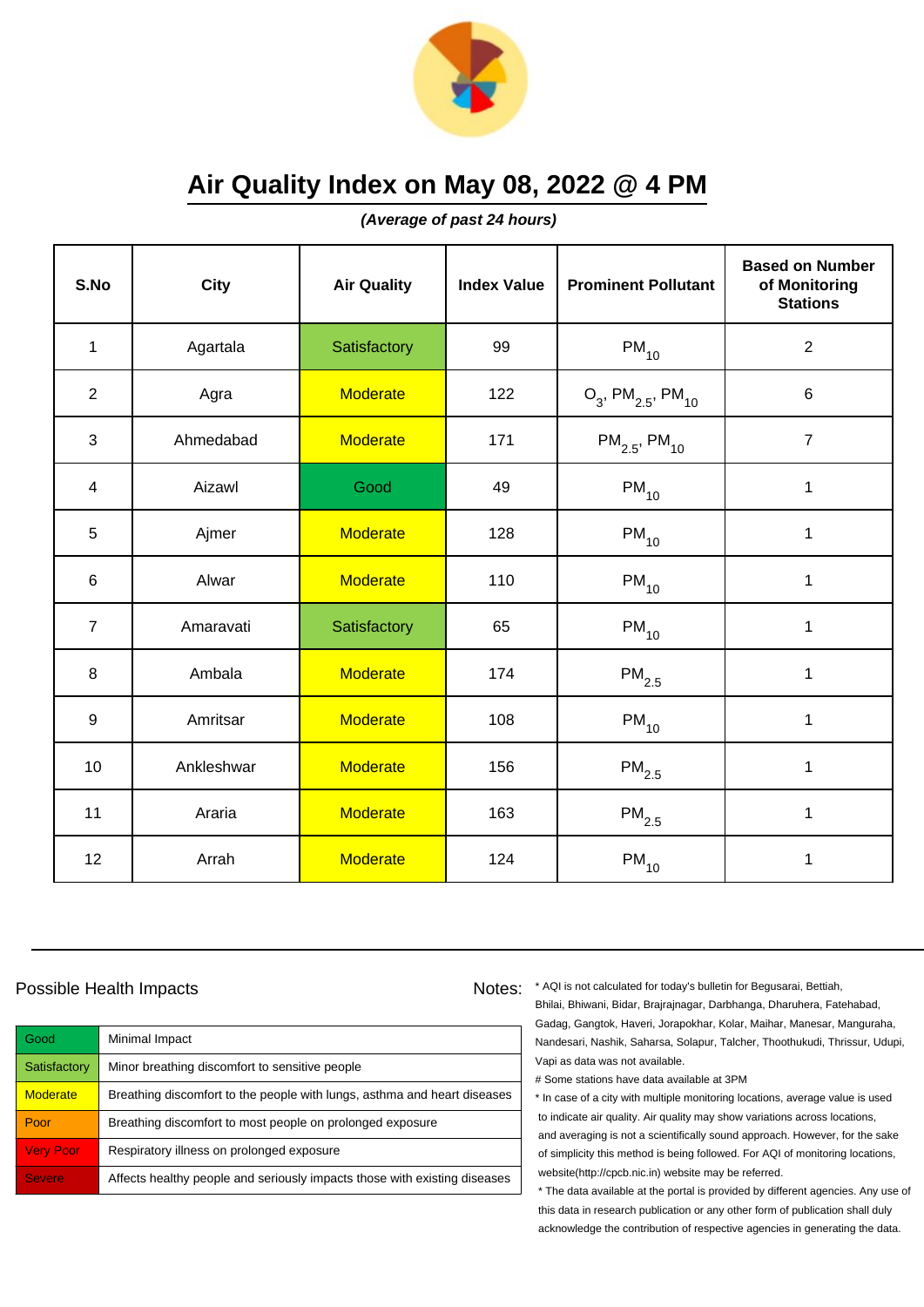# Air Quality Index on May 08, 2022 @ 4 PM

***(Average of past 24 hours)***

| S.No | City | Air Quality | Index Value | Prominent Pollutant | Based on Number of Monitoring Stations |
|---|---|---|---|---|---|
| 1 | Agartala | Satisfactory | 99 | $PM_{10}$ | 2 |
| 2 | Agra | Moderate | 122 | $O_3$, $PM_{2.5}$, $PM_{10}$ | 6 |
| 3 | Ahmedabad | Moderate | 171 | $PM_{2.5}$, $PM_{10}$ | 7 |
| 4 | Aizawl | Good | 49 | $PM_{10}$ | 1 |
| 5 | Ajmer | Moderate | 128 | $PM_{10}$ | 1 |
| 6 | Alwar | Moderate | 110 | $PM_{10}$ | 1 |
| 7 | Amaravati | Satisfactory | 65 | $PM_{10}$ | 1 |
| 8 | Ambala | Moderate | 174 | $PM_{2.5}$ | 1 |
| 9 | Amritsar | Moderate | 108 | $PM_{10}$ | 1 |
| 10 | Ankleshwar | Moderate | 156 | $PM_{2.5}$ | 1 |
| 11 | Araria | Moderate | 163 | $PM_{2.5}$ | 1 |
| 12 | Arrah | Moderate | 124 | $PM_{10}$ | 1 |

## Possible Health Impacts

| | |
|---|---|
| Good | Minimal Impact |
| Satisfactory | Minor breathing discomfort to sensitive people |
| Moderate | Breathing discomfort to the people with lungs, asthma and heart diseases |
| Poor | Breathing discomfort to most people on prolonged exposure |
| Very Poor | Respiratory illness on prolonged exposure |
| Severe | Affects healthy people and seriously impacts those with existing diseases |

Notes:
* AQI is not calculated for today's bulletin for Begusarai, Bettiah, Bhilai, Bhiwani, Bidar, Brajrajnagar, Darbhanga, Dharuhera, Fatehabad, Gadag, Gangtok, Haveri, Jorapokhar, Kolar, Maihar, Manesar, Manguraha, Nandesari, Nashik, Saharsa, Solapur, Talcher, Thoothukudi, Thrissur, Udupi, Vapi as data was not available.

# Some stations have data available at 3PM

* In case of a city with multiple monitoring locations, average value is used to indicate air quality. Air quality may show variations across locations, and averaging is not a scientifically sound approach. However, for the sake of simplicity this method is being followed. For AQI of monitoring locations, website(http://cpcb.nic.in) website may be referred.

* The data available at the portal is provided by different agencies. Any use of this data in research publication or any other form of publication shall duly acknowledge the contribution of respective agencies in generating the data.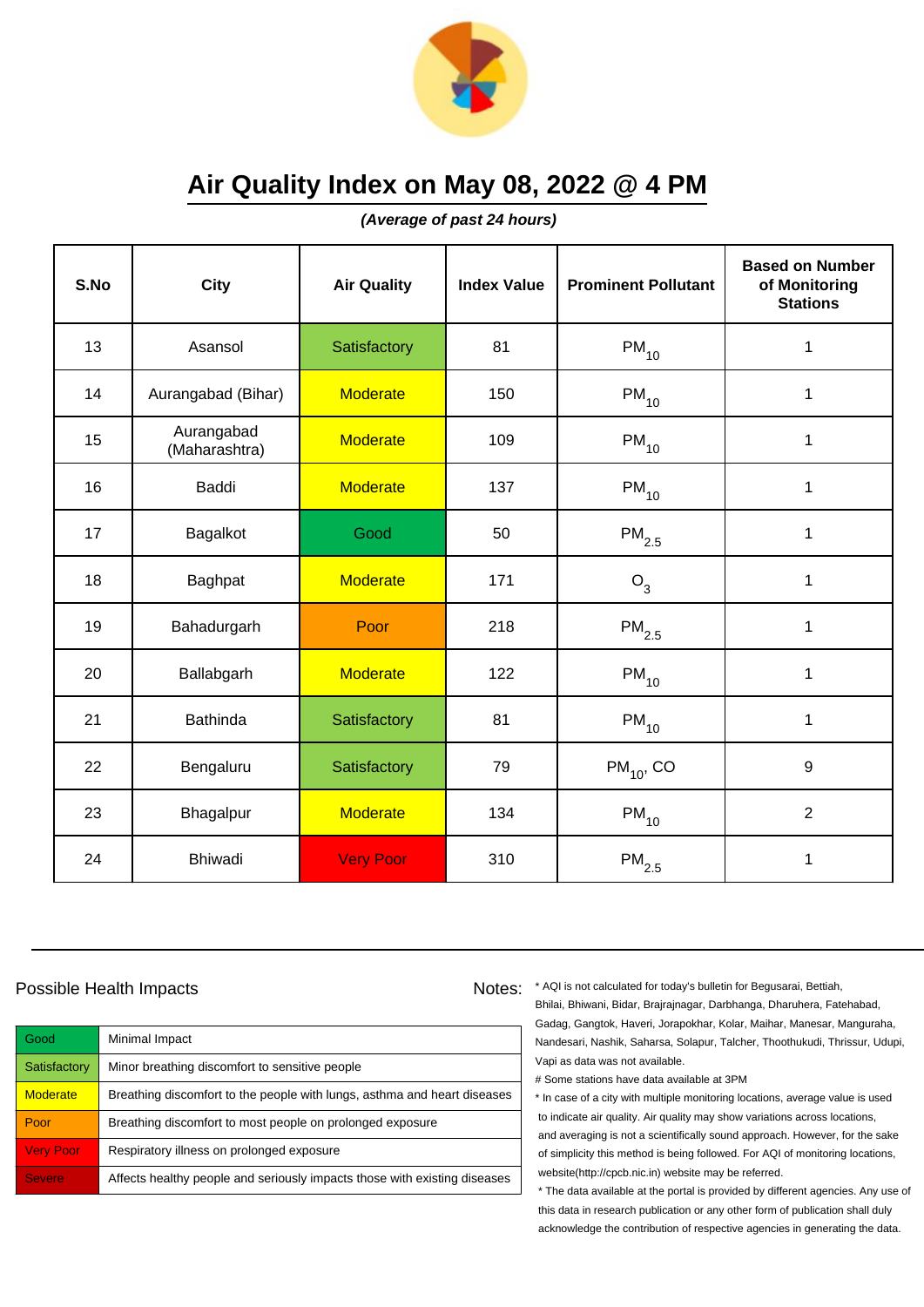# Air Quality Index on May 08, 2022 @ 4 PM

***(Average of past 24 hours)***

| S.No | City | Air Quality | Index Value | Prominent Pollutant | Based on Number of Monitoring Stations |
|---|---|---|---|---|---|
| 13 | Asansol | Satisfactory | 81 | $PM_{10}$ | 1 |
| 14 | Aurangabad (Bihar) | Moderate | 150 | $PM_{10}$ | 1 |
| 15 | Aurangabad (Maharashtra) | Moderate | 109 | $PM_{10}$ | 1 |
| 16 | Baddi | Moderate | 137 | $PM_{10}$ | 1 |
| 17 | Bagalkot | Good | 50 | $PM_{2.5}$ | 1 |
| 18 | Baghpat | Moderate | 171 | $O_3$ | 1 |
| 19 | Bahadurgarh | Poor | 218 | $PM_{2.5}$ | 1 |
| 20 | Ballabgarh | Moderate | 122 | $PM_{10}$ | 1 |
| 21 | Bathinda | Satisfactory | 81 | $PM_{10}$ | 1 |
| 22 | Bengaluru | Satisfactory | 79 | $PM_{10}$, CO | 9 |
| 23 | Bhagalpur | Moderate | 134 | $PM_{10}$ | 2 |
| 24 | Bhiwadi | Very Poor | 310 | $PM_{2.5}$ | 1 |

## Possible Health Impacts

| | |
|---|---|
| Good | Minimal Impact |
| Satisfactory | Minor breathing discomfort to sensitive people |
| Moderate | Breathing discomfort to the people with lungs, asthma and heart diseases |
| Poor | Breathing discomfort to most people on prolonged exposure |
| Very Poor | Respiratory illness on prolonged exposure |
| Severe | Affects healthy people and seriously impacts those with existing diseases |

## Notes:

* AQI is not calculated for today's bulletin for Begusarai, Bettiah, Bhilai, Bhiwani, Bidar, Brajrajnagar, Darbhanga, Dharuhera, Fatehabad, Gadag, Gangtok, Haveri, Jorapokhar, Kolar, Maihar, Manesar, Manguraha, Nandesari, Nashik, Saharsa, Solapur, Talcher, Thoothukudi, Thrissur, Udupi, Vapi as data was not available.

# Some stations have data available at 3PM

* In case of a city with multiple monitoring locations, average value is used to indicate air quality. Air quality may show variations across locations, and averaging is not a scientifically sound approach. However, for the sake of simplicity this method is being followed. For AQI of monitoring locations, website(http://cpcb.nic.in) website may be referred.

* The data available at the portal is provided by different agencies. Any use of this data in research publication or any other form of publication shall duly acknowledge the contribution of respective agencies in generating the data.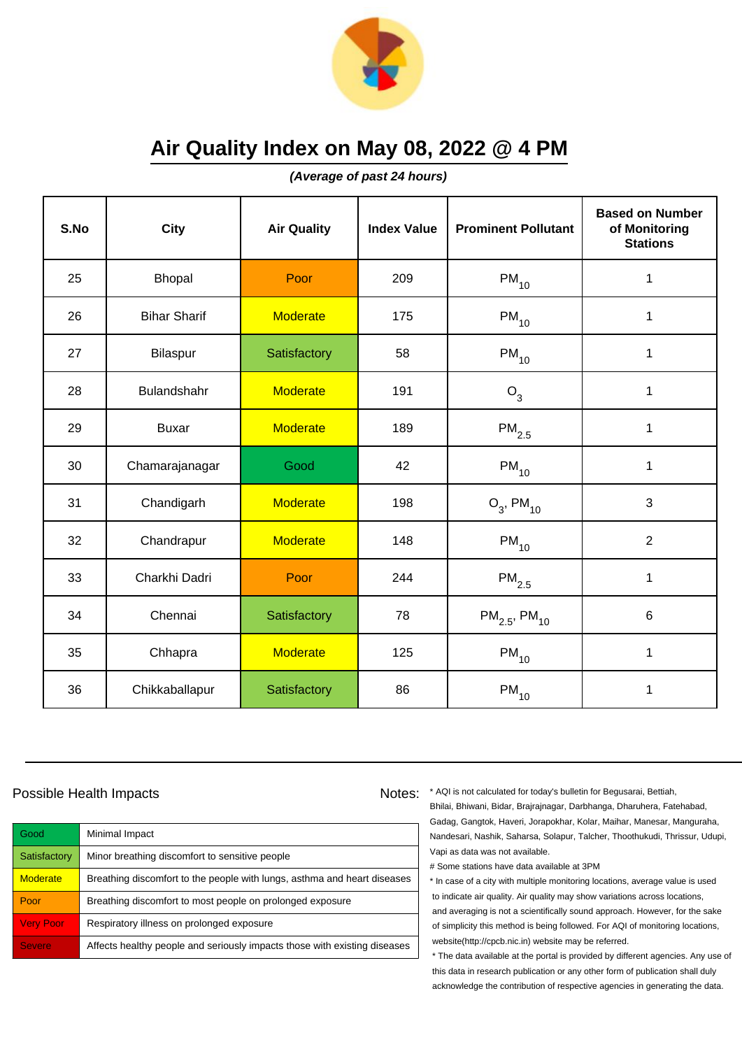# Air Quality Index on May 08, 2022 @ 4 PM

***(Average of past 24 hours)***

| S.No | City | Air Quality | Index Value | Prominent Pollutant | Based on Number of Monitoring Stations |
|---|---|---|---|---|---|
| 25 | Bhopal | Poor | 209 | $PM_{10}$ | 1 |
| 26 | Bihar Sharif | Moderate | 175 | $PM_{10}$ | 1 |
| 27 | Bilaspur | Satisfactory | 58 | $PM_{10}$ | 1 |
| 28 | Bulandshahr | Moderate | 191 | $O_3$ | 1 |
| 29 | Buxar | Moderate | 189 | $PM_{2.5}$ | 1 |
| 30 | Chamarajanagar | Good | 42 | $PM_{10}$ | 1 |
| 31 | Chandigarh | Moderate | 198 | $O_3$, $PM_{10}$ | 3 |
| 32 | Chandrapur | Moderate | 148 | $PM_{10}$ | 2 |
| 33 | Charkhi Dadri | Poor | 244 | $PM_{2.5}$ | 1 |
| 34 | Chennai | Satisfactory | 78 | $PM_{2.5}$, $PM_{10}$ | 6 |
| 35 | Chhapra | Moderate | 125 | $PM_{10}$ | 1 |
| 36 | Chikkaballapur | Satisfactory | 86 | $PM_{10}$ | 1 |

Possible Health Impacts

| | |
|---|---|
| Good | Minimal Impact |
| Satisfactory | Minor breathing discomfort to sensitive people |
| Moderate | Breathing discomfort to the people with lungs, asthma and heart diseases |
| Poor | Breathing discomfort to most people on prolonged exposure |
| Very Poor | Respiratory illness on prolonged exposure |
| Severe | Affects healthy people and seriously impacts those with existing diseases |

Notes:

* AQI is not calculated for today's bulletin for Begusarai, Bettiah, Bhilai, Bhiwani, Bidar, Brajrajnagar, Darbhanga, Dharuhera, Fatehabad, Gadag, Gangtok, Haveri, Jorapokhar, Kolar, Maihar, Manesar, Manguraha, Nandesari, Nashik, Saharsa, Solapur, Talcher, Thoothukudi, Thrissur, Udupi, Vapi as data was not available.

# Some stations have data available at 3PM

* In case of a city with multiple monitoring locations, average value is used to indicate air quality. Air quality may show variations across locations, and averaging is not a scientifically sound approach. However, for the sake of simplicity this method is being followed. For AQI of monitoring locations, website(http://cpcb.nic.in) website may be referred.

* The data available at the portal is provided by different agencies. Any use of this data in research publication or any other form of publication shall duly acknowledge the contribution of respective agencies in generating the data.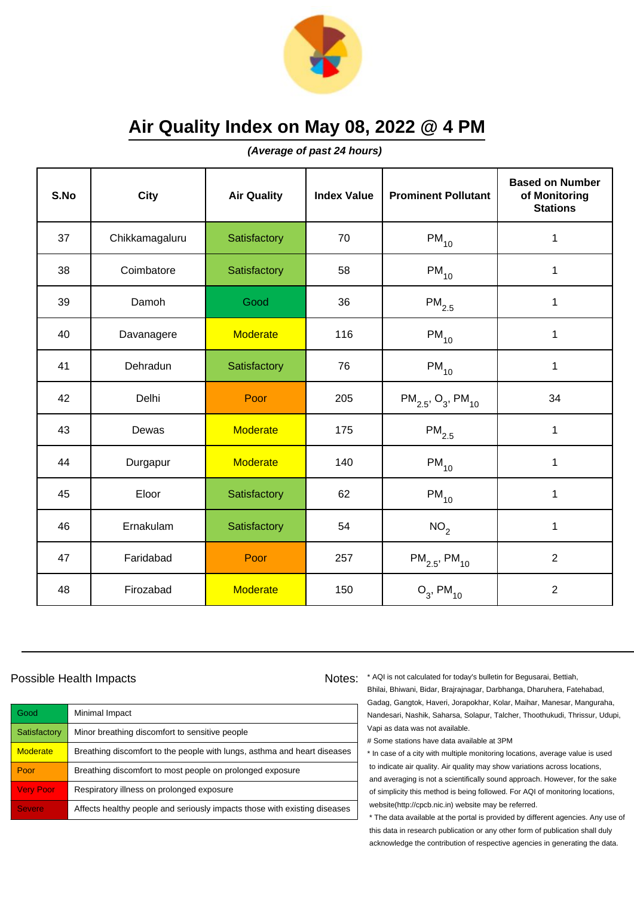# Air Quality Index on May 08, 2022 @ 4 PM

***(Average of past 24 hours)***

| S.No | City | Air Quality | Index Value | Prominent Pollutant | Based on Number of Monitoring Stations |
|---|---|---|---|---|---|
| 37 | Chikkamagaluru | Satisfactory | 70 | $PM_{10}$ | 1 |
| 38 | Coimbatore | Satisfactory | 58 | $PM_{10}$ | 1 |
| 39 | Damoh | Good | 36 | $PM_{2.5}$ | 1 |
| 40 | Davanagere | Moderate | 116 | $PM_{10}$ | 1 |
| 41 | Dehradun | Satisfactory | 76 | $PM_{10}$ | 1 |
| 42 | Delhi | Poor | 205 | $PM_{2.5}$, $O_3$, $PM_{10}$ | 34 |
| 43 | Dewas | Moderate | 175 | $PM_{2.5}$ | 1 |
| 44 | Durgapur | Moderate | 140 | $PM_{10}$ | 1 |
| 45 | Eloor | Satisfactory | 62 | $PM_{10}$ | 1 |
| 46 | Ernakulam | Satisfactory | 54 | $NO_2$ | 1 |
| 47 | Faridabad | Poor | 257 | $PM_{2.5}$, $PM_{10}$ | 2 |
| 48 | Firozabad | Moderate | 150 | $O_3$, $PM_{10}$ | 2 |

## Possible Health Impacts

| | |
|---|---|
| Good | Minimal Impact |
| Satisfactory | Minor breathing discomfort to sensitive people |
| Moderate | Breathing discomfort to the people with lungs, asthma and heart diseases |
| Poor | Breathing discomfort to most people on prolonged exposure |
| Very Poor | Respiratory illness on prolonged exposure |
| Severe | Affects healthy people and seriously impacts those with existing diseases |

Notes:

* AQI is not calculated for today's bulletin for Begusarai, Bettiah, Bhilai, Bhiwani, Bidar, Brajrajnagar, Darbhanga, Dharuhera, Fatehabad, Gadag, Gangtok, Haveri, Jorapokhar, Kolar, Maihar, Manesar, Manguraha, Nandesari, Nashik, Saharsa, Solapur, Talcher, Thoothukudi, Thrissur, Udupi, Vapi as data was not available.

# Some stations have data available at 3PM

* In case of a city with multiple monitoring locations, average value is used to indicate air quality. Air quality may show variations across locations, and averaging is not a scientifically sound approach. However, for the sake of simplicity this method is being followed. For AQI of monitoring locations, website(http://cpcb.nic.in) website may be referred.

* The data available at the portal is provided by different agencies. Any use of this data in research publication or any other form of publication shall duly acknowledge the contribution of respective agencies in generating the data.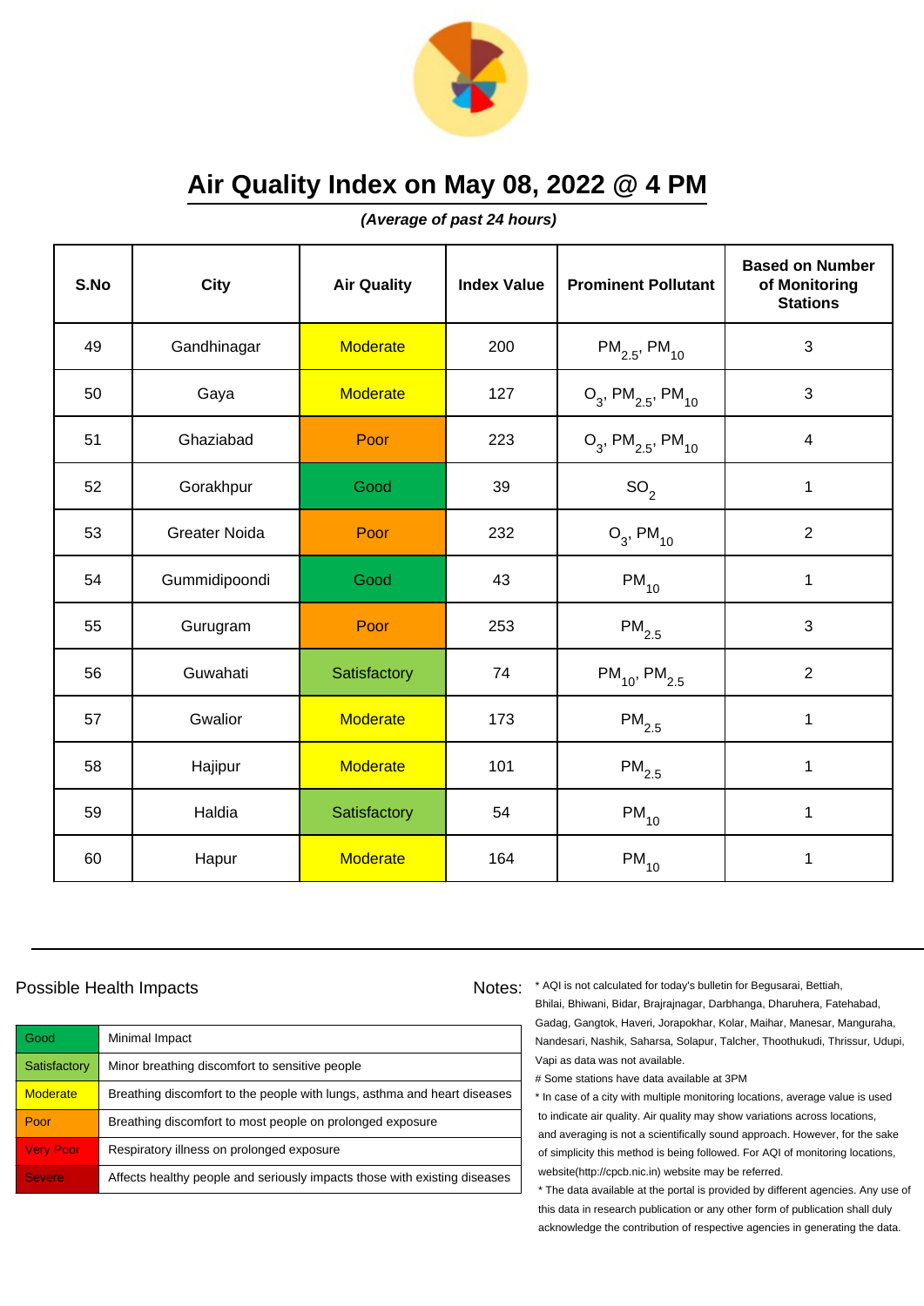# Air Quality Index on May 08, 2022 @ 4 PM

***(Average of past 24 hours)***

| S.No | City | Air Quality | Index Value | Prominent Pollutant | Based on Number of Monitoring Stations |
|---|---|---|---|---|---|
| 49 | Gandhinagar | Moderate | 200 | $PM_{2.5}$, $PM_{10}$ | 3 |
| 50 | Gaya | Moderate | 127 | $O_3$, $PM_{2.5}$, $PM_{10}$ | 3 |
| 51 | Ghaziabad | Poor | 223 | $O_3$, $PM_{2.5}$, $PM_{10}$ | 4 |
| 52 | Gorakhpur | Good | 39 | $SO_2$ | 1 |
| 53 | Greater Noida | Poor | 232 | $O_3$, $PM_{10}$ | 2 |
| 54 | Gummidipoondi | Good | 43 | $PM_{10}$ | 1 |
| 55 | Gurugram | Poor | 253 | $PM_{2.5}$ | 3 |
| 56 | Guwahati | Satisfactory | 74 | $PM_{10}$, $PM_{2.5}$ | 2 |
| 57 | Gwalior | Moderate | 173 | $PM_{2.5}$ | 1 |
| 58 | Hajipur | Moderate | 101 | $PM_{2.5}$ | 1 |
| 59 | Haldia | Satisfactory | 54 | $PM_{10}$ | 1 |
| 60 | Hapur | Moderate | 164 | $PM_{10}$ | 1 |

## Possible Health Impacts

| Category | Impact |
|---|---|
| Good | Minimal Impact |
| Satisfactory | Minor breathing discomfort to sensitive people |
| Moderate | Breathing discomfort to the people with lungs, asthma and heart diseases |
| Poor | Breathing discomfort to most people on prolonged exposure |
| Very Poor | Respiratory illness on prolonged exposure |
| Severe | Affects healthy people and seriously impacts those with existing diseases |

Notes:

* AQI is not calculated for today's bulletin for Begusarai, Bettiah, Bhilai, Bhiwani, Bidar, Brajrajnagar, Darbhanga, Dharuhera, Fatehabad, Gadag, Gangtok, Haveri, Jorapokhar, Kolar, Maihar, Manesar, Manguraha, Nandesari, Nashik, Saharsa, Solapur, Talcher, Thoothukudi, Thrissur, Udupi, Vapi as data was not available.

# Some stations have data available at 3PM

* In case of a city with multiple monitoring locations, average value is used to indicate air quality. Air quality may show variations across locations, and averaging is not a scientifically sound approach. However, for the sake of simplicity this method is being followed. For AQI of monitoring locations, website(http://cpcb.nic.in) website may be referred.

* The data available at the portal is provided by different agencies. Any use of this data in research publication or any other form of publication shall duly acknowledge the contribution of respective agencies in generating the data.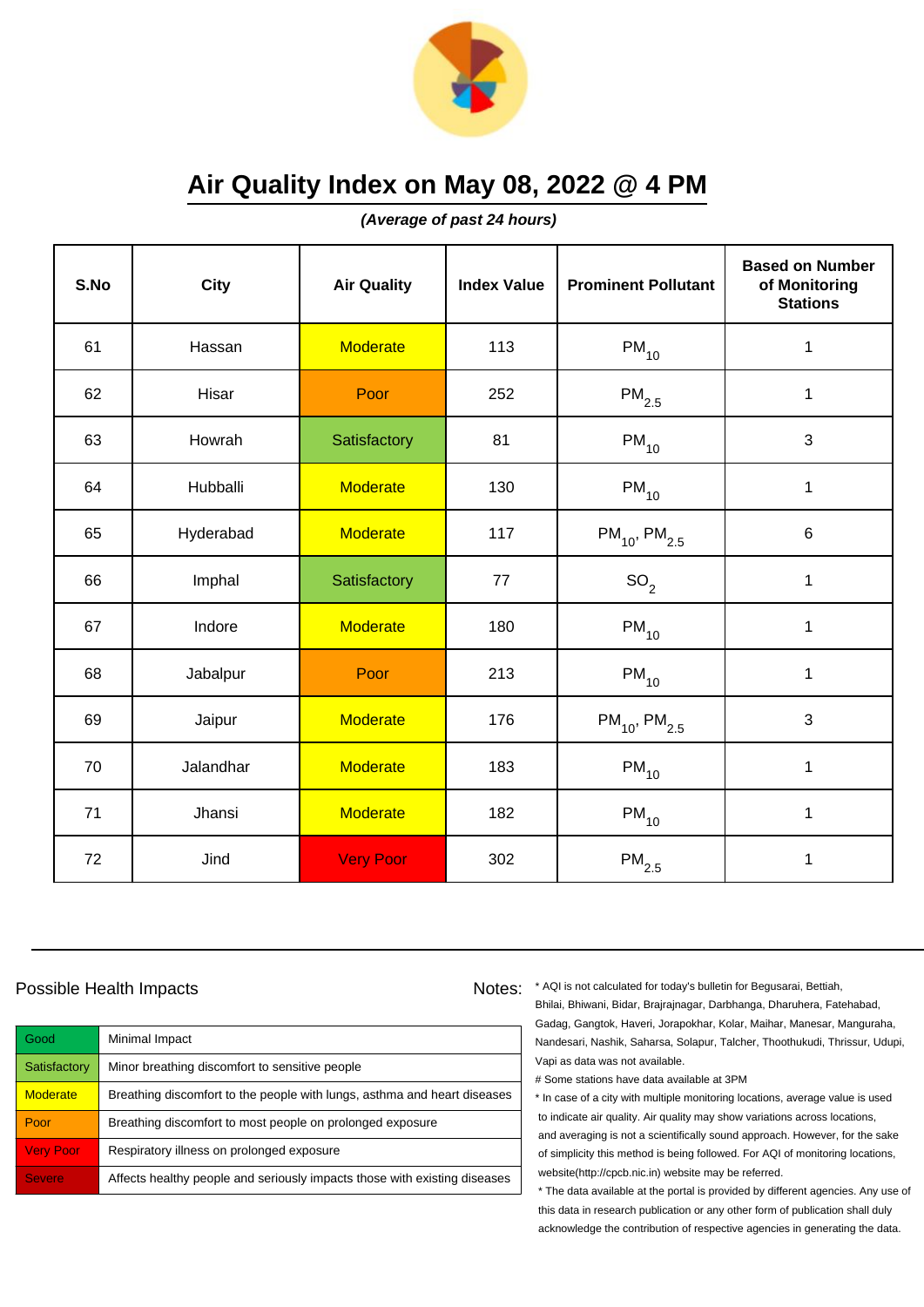# Air Quality Index on May 08, 2022 @ 4 PM

***(Average of past 24 hours)***

| S.No | City | Air Quality | Index Value | Prominent Pollutant | Based on Number of Monitoring Stations |
|---|---|---|---|---|---|
| 61 | Hassan | Moderate | 113 | $PM_{10}$ | 1 |
| 62 | Hisar | Poor | 252 | $PM_{2.5}$ | 1 |
| 63 | Howrah | Satisfactory | 81 | $PM_{10}$ | 3 |
| 64 | Hubballi | Moderate | 130 | $PM_{10}$ | 1 |
| 65 | Hyderabad | Moderate | 117 | $PM_{10}$, $PM_{2.5}$ | 6 |
| 66 | Imphal | Satisfactory | 77 | $SO_2$ | 1 |
| 67 | Indore | Moderate | 180 | $PM_{10}$ | 1 |
| 68 | Jabalpur | Poor | 213 | $PM_{10}$ | 1 |
| 69 | Jaipur | Moderate | 176 | $PM_{10}$, $PM_{2.5}$ | 3 |
| 70 | Jalandhar | Moderate | 183 | $PM_{10}$ | 1 |
| 71 | Jhansi | Moderate | 182 | $PM_{10}$ | 1 |
| 72 | Jind | Very Poor | 302 | $PM_{2.5}$ | 1 |

## Possible Health Impacts

| | |
|---|---|
| Good | Minimal Impact |
| Satisfactory | Minor breathing discomfort to sensitive people |
| Moderate | Breathing discomfort to the people with lungs, asthma and heart diseases |
| Poor | Breathing discomfort to most people on prolonged exposure |
| Very Poor | Respiratory illness on prolonged exposure |
| Severe | Affects healthy people and seriously impacts those with existing diseases |

Notes:

* AQI is not calculated for today's bulletin for Begusarai, Bettiah, Bhilai, Bhiwani, Bidar, Brajrajnagar, Darbhanga, Dharuhera, Fatehabad, Gadag, Gangtok, Haveri, Jorapokhar, Kolar, Maihar, Manesar, Manguraha, Nandesari, Nashik, Saharsa, Solapur, Talcher, Thoothukudi, Thrissur, Udupi, Vapi as data was not available.

# Some stations have data available at 3PM

* In case of a city with multiple monitoring locations, average value is used to indicate air quality. Air quality may show variations across locations, and averaging is not a scientifically sound approach. However, for the sake of simplicity this method is being followed. For AQI of monitoring locations, website(http://cpcb.nic.in) website may be referred.

* The data available at the portal is provided by different agencies. Any use of this data in research publication or any other form of publication shall duly acknowledge the contribution of respective agencies in generating the data.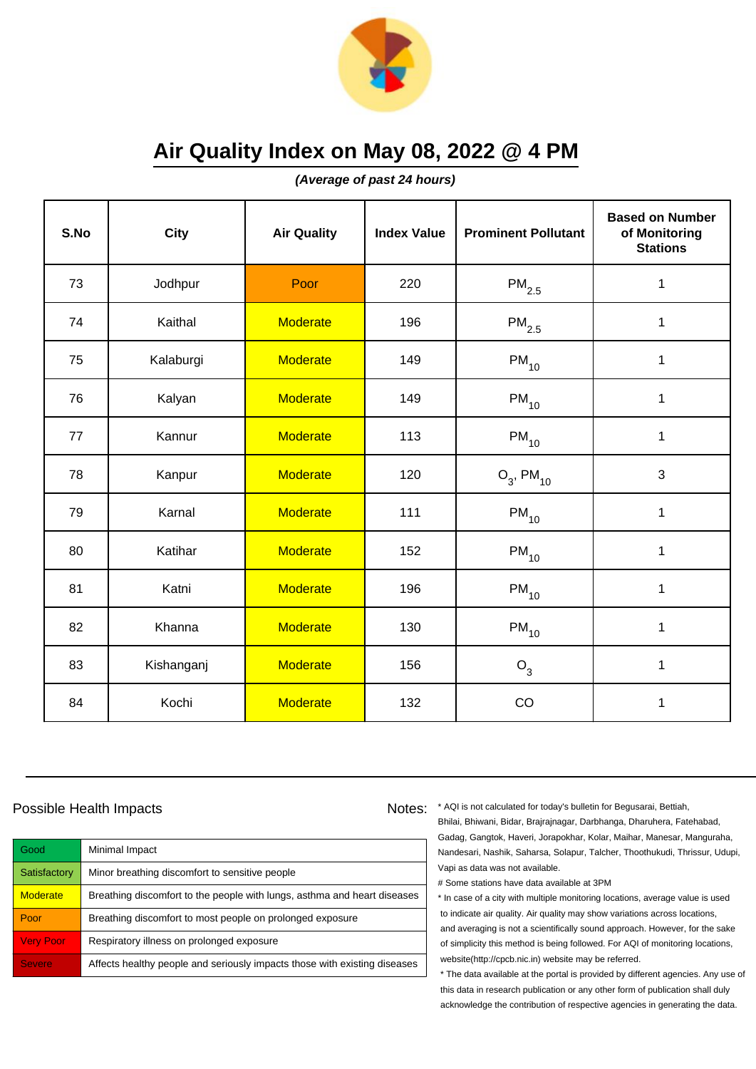# Air Quality Index on May 08, 2022 @ 4 PM

***(Average of past 24 hours)***

| S.No | City | Air Quality | Index Value | Prominent Pollutant | Based on Number of Monitoring Stations |
|---|---|---|---|---|---|
| 73 | Jodhpur | Poor | 220 | $PM_{2.5}$ | 1 |
| 74 | Kaithal | Moderate | 196 | $PM_{2.5}$ | 1 |
| 75 | Kalaburgi | Moderate | 149 | $PM_{10}$ | 1 |
| 76 | Kalyan | Moderate | 149 | $PM_{10}$ | 1 |
| 77 | Kannur | Moderate | 113 | $PM_{10}$ | 1 |
| 78 | Kanpur | Moderate | 120 | $O_3$, $PM_{10}$ | 3 |
| 79 | Karnal | Moderate | 111 | $PM_{10}$ | 1 |
| 80 | Katihar | Moderate | 152 | $PM_{10}$ | 1 |
| 81 | Katni | Moderate | 196 | $PM_{10}$ | 1 |
| 82 | Khanna | Moderate | 130 | $PM_{10}$ | 1 |
| 83 | Kishanganj | Moderate | 156 | $O_3$ | 1 |
| 84 | Kochi | Moderate | 132 | CO | 1 |

## Possible Health Impacts

| Category | Impact |
|---|---|
| Good | Minimal Impact |
| Satisfactory | Minor breathing discomfort to sensitive people |
| Moderate | Breathing discomfort to the people with lungs, asthma and heart diseases |
| Poor | Breathing discomfort to most people on prolonged exposure |
| Very Poor | Respiratory illness on prolonged exposure |
| Severe | Affects healthy people and seriously impacts those with existing diseases |

Notes:
* AQI is not calculated for today's bulletin for Begusarai, Bettiah, Bhilai, Bhiwani, Bidar, Brajrajnagar, Darbhanga, Dharuhera, Fatehabad, Gadag, Gangtok, Haveri, Jorapokhar, Kolar, Maihar, Manesar, Manguraha, Nandesari, Nashik, Saharsa, Solapur, Talcher, Thoothukudi, Thrissur, Udupi, Vapi as data was not available.

# Some stations have data available at 3PM

* In case of a city with multiple monitoring locations, average value is used to indicate air quality. Air quality may show variations across locations, and averaging is not a scientifically sound approach. However, for the sake of simplicity this method is being followed. For AQI of monitoring locations, website(http://cpcb.nic.in) website may be referred.

* The data available at the portal is provided by different agencies. Any use of this data in research publication or any other form of publication shall duly acknowledge the contribution of respective agencies in generating the data.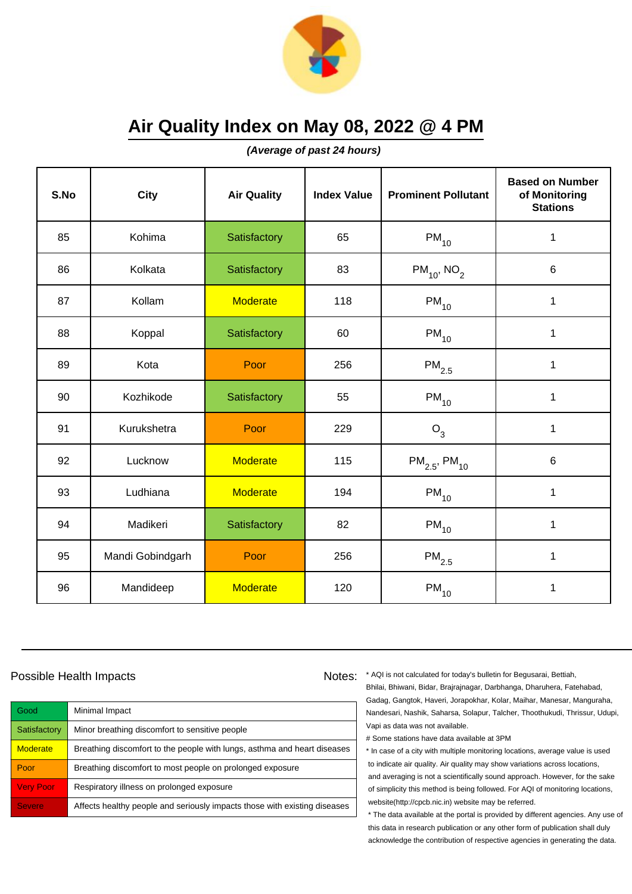# Air Quality Index on May 08, 2022 @ 4 PM

***(Average of past 24 hours)***

| S.No | City | Air Quality | Index Value | Prominent Pollutant | Based on Number of Monitoring Stations |
|---|---|---|---|---|---|
| 85 | Kohima | Satisfactory | 65 | $PM_{10}$ | 1 |
| 86 | Kolkata | Satisfactory | 83 | $PM_{10}$, $NO_2$ | 6 |
| 87 | Kollam | Moderate | 118 | $PM_{10}$ | 1 |
| 88 | Koppal | Satisfactory | 60 | $PM_{10}$ | 1 |
| 89 | Kota | Poor | 256 | $PM_{2.5}$ | 1 |
| 90 | Kozhikode | Satisfactory | 55 | $PM_{10}$ | 1 |
| 91 | Kurukshetra | Poor | 229 | $O_3$ | 1 |
| 92 | Lucknow | Moderate | 115 | $PM_{2.5}$, $PM_{10}$ | 6 |
| 93 | Ludhiana | Moderate | 194 | $PM_{10}$ | 1 |
| 94 | Madikeri | Satisfactory | 82 | $PM_{10}$ | 1 |
| 95 | Mandi Gobindgarh | Poor | 256 | $PM_{2.5}$ | 1 |
| 96 | Mandideep | Moderate | 120 | $PM_{10}$ | 1 |

## Possible Health Impacts

| | |
|---|---|
| Good | Minimal Impact |
| Satisfactory | Minor breathing discomfort to sensitive people |
| Moderate | Breathing discomfort to the people with lungs, asthma and heart diseases |
| Poor | Breathing discomfort to most people on prolonged exposure |
| Very Poor | Respiratory illness on prolonged exposure |
| Severe | Affects healthy people and seriously impacts those with existing diseases |

## Notes:

* AQI is not calculated for today's bulletin for Begusarai, Bettiah, Bhilai, Bhiwani, Bidar, Brajrajnagar, Darbhanga, Dharuhera, Fatehabad, Gadag, Gangtok, Haveri, Jorapokhar, Kolar, Maihar, Manesar, Manguraha, Nandesari, Nashik, Saharsa, Solapur, Talcher, Thoothukudi, Thrissur, Udupi, Vapi as data was not available.

# Some stations have data available at 3PM

* In case of a city with multiple monitoring locations, average value is used to indicate air quality. Air quality may show variations across locations, and averaging is not a scientifically sound approach. However, for the sake of simplicity this method is being followed. For AQI of monitoring locations, website(http://cpcb.nic.in) website may be referred.

* The data available at the portal is provided by different agencies. Any use of this data in research publication or any other form of publication shall duly acknowledge the contribution of respective agencies in generating the data.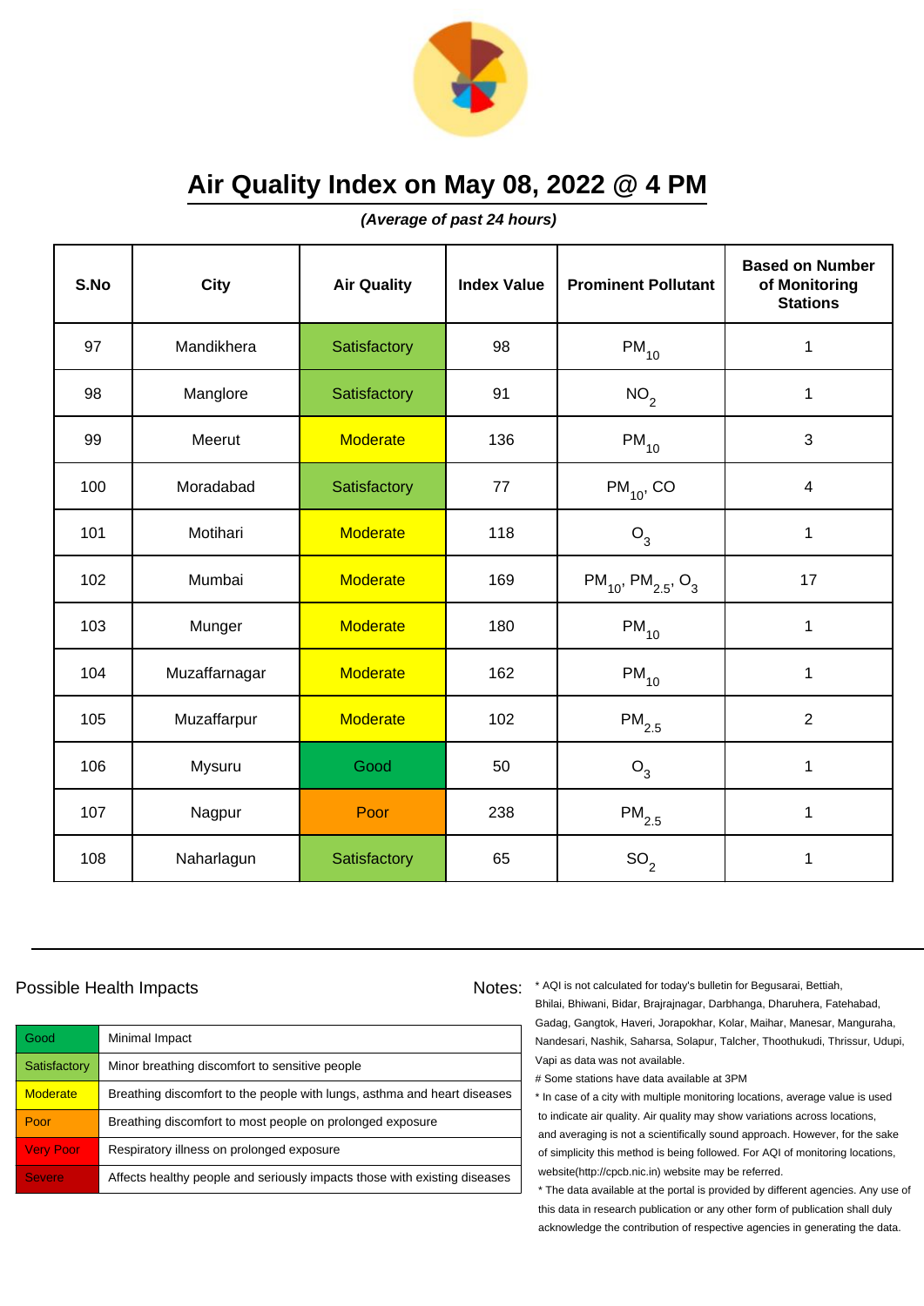# Air Quality Index on May 08, 2022 @ 4 PM

***(Average of past 24 hours)***

| S.No | City | Air Quality | Index Value | Prominent Pollutant | Based on Number of Monitoring Stations |
|---|---|---|---|---|---|
| 97 | Mandikhera | Satisfactory | 98 | $PM_{10}$ | 1 |
| 98 | Manglore | Satisfactory | 91 | $NO_2$ | 1 |
| 99 | Meerut | Moderate | 136 | $PM_{10}$ | 3 |
| 100 | Moradabad | Satisfactory | 77 | $PM_{10}$, CO | 4 |
| 101 | Motihari | Moderate | 118 | $O_3$ | 1 |
| 102 | Mumbai | Moderate | 169 | $PM_{10}$, $PM_{2.5}$, $O_3$ | 17 |
| 103 | Munger | Moderate | 180 | $PM_{10}$ | 1 |
| 104 | Muzaffarnagar | Moderate | 162 | $PM_{10}$ | 1 |
| 105 | Muzaffarpur | Moderate | 102 | $PM_{2.5}$ | 2 |
| 106 | Mysuru | Good | 50 | $O_3$ | 1 |
| 107 | Nagpur | Poor | 238 | $PM_{2.5}$ | 1 |
| 108 | Naharlagun | Satisfactory | 65 | $SO_2$ | 1 |

## Possible Health Impacts

| | |
|---|---|
| Good | Minimal Impact |
| Satisfactory | Minor breathing discomfort to sensitive people |
| Moderate | Breathing discomfort to the people with lungs, asthma and heart diseases |
| Poor | Breathing discomfort to most people on prolonged exposure |
| Very Poor | Respiratory illness on prolonged exposure |
| Severe | Affects healthy people and seriously impacts those with existing diseases |

Notes:

* AQI is not calculated for today's bulletin for Begusarai, Bettiah, Bhilai, Bhiwani, Bidar, Brajrajnagar, Darbhanga, Dharuhera, Fatehabad, Gadag, Gangtok, Haveri, Jorapokhar, Kolar, Maihar, Manesar, Manguraha, Nandesari, Nashik, Saharsa, Solapur, Talcher, Thoothukudi, Thrissur, Udupi, Vapi as data was not available.

# Some stations have data available at 3PM

* In case of a city with multiple monitoring locations, average value is used to indicate air quality. Air quality may show variations across locations, and averaging is not a scientifically sound approach. However, for the sake of simplicity this method is being followed. For AQI of monitoring locations, website(http://cpcb.nic.in) website may be referred.

* The data available at the portal is provided by different agencies. Any use of this data in research publication or any other form of publication shall duly acknowledge the contribution of respective agencies in generating the data.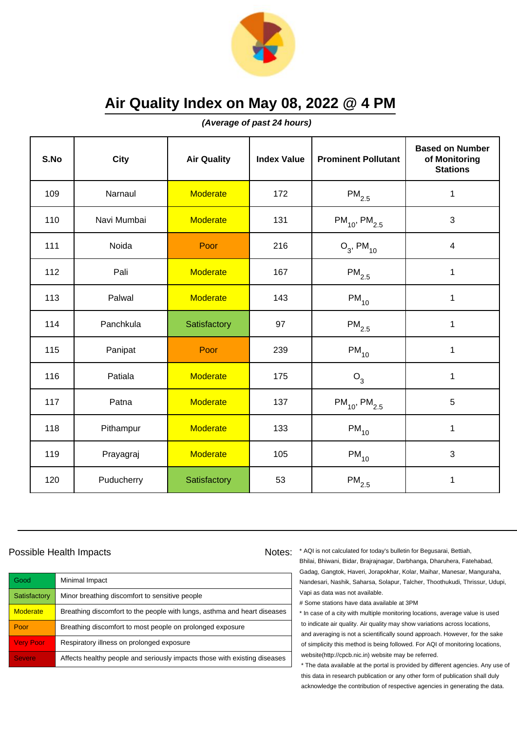# Air Quality Index on May 08, 2022 @ 4 PM

***(Average of past 24 hours)***

| S.No | City | Air Quality | Index Value | Prominent Pollutant | Based on Number of Monitoring Stations |
|---|---|---|---|---|---|
| 109 | Narnaul | Moderate | 172 | $PM_{2.5}$ | 1 |
| 110 | Navi Mumbai | Moderate | 131 | $PM_{10}$, $PM_{2.5}$ | 3 |
| 111 | Noida | Poor | 216 | $O_3$, $PM_{10}$ | 4 |
| 112 | Pali | Moderate | 167 | $PM_{2.5}$ | 1 |
| 113 | Palwal | Moderate | 143 | $PM_{10}$ | 1 |
| 114 | Panchkula | Satisfactory | 97 | $PM_{2.5}$ | 1 |
| 115 | Panipat | Poor | 239 | $PM_{10}$ | 1 |
| 116 | Patiala | Moderate | 175 | $O_3$ | 1 |
| 117 | Patna | Moderate | 137 | $PM_{10}$, $PM_{2.5}$ | 5 |
| 118 | Pithampur | Moderate | 133 | $PM_{10}$ | 1 |
| 119 | Prayagraj | Moderate | 105 | $PM_{10}$ | 3 |
| 120 | Puducherry | Satisfactory | 53 | $PM_{2.5}$ | 1 |

## Possible Health Impacts

| Category | Impact |
|---|---|
| Good | Minimal Impact |
| Satisfactory | Minor breathing discomfort to sensitive people |
| Moderate | Breathing discomfort to the people with lungs, asthma and heart diseases |
| Poor | Breathing discomfort to most people on prolonged exposure |
| Very Poor | Respiratory illness on prolonged exposure |
| Severe | Affects healthy people and seriously impacts those with existing diseases |

**Notes:**

* AQI is not calculated for today's bulletin for Begusarai, Bettiah, Bhilai, Bhiwani, Bidar, Brajrajnagar, Darbhanga, Dharuhera, Fatehabad, Gadag, Gangtok, Haveri, Jorapokhar, Kolar, Maihar, Manesar, Manguraha, Nandesari, Nashik, Saharsa, Solapur, Talcher, Thoothukudi, Thrissur, Udupi, Vapi as data was not available.

# Some stations have data available at 3PM

* In case of a city with multiple monitoring locations, average value is used to indicate air quality. Air quality may show variations across locations, and averaging is not a scientifically sound approach. However, for the sake of simplicity this method is being followed. For AQI of monitoring locations, website(http://cpcb.nic.in) website may be referred.

* The data available at the portal is provided by different agencies. Any use of this data in research publication or any other form of publication shall duly acknowledge the contribution of respective agencies in generating the data.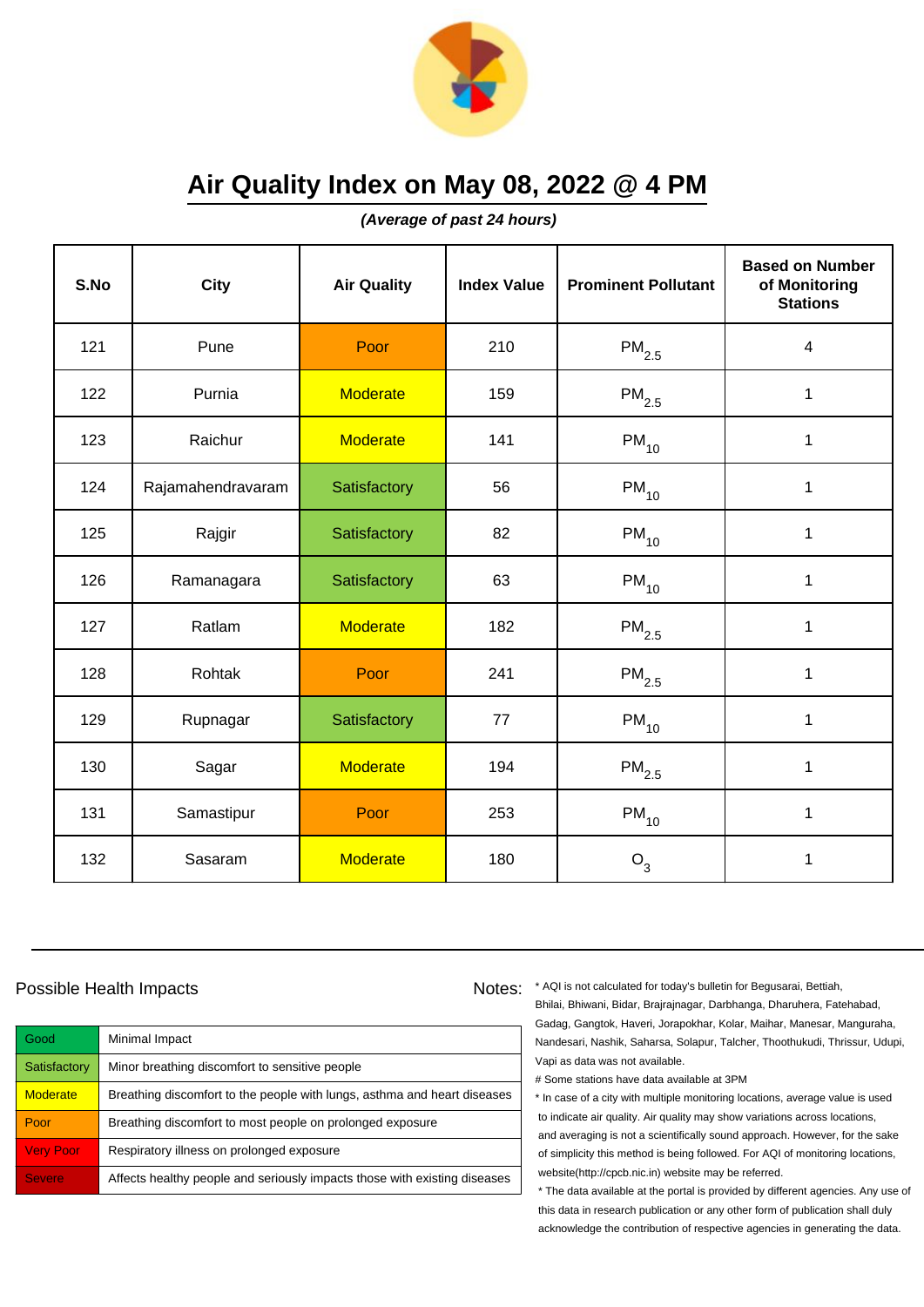# Air Quality Index on May 08, 2022 @ 4 PM

***(Average of past 24 hours)***

| S.No | City | Air Quality | Index Value | Prominent Pollutant | Based on Number of Monitoring Stations |
|---|---|---|---|---|---|
| 121 | Pune | Poor | 210 | $PM_{2.5}$ | 4 |
| 122 | Purnia | Moderate | 159 | $PM_{2.5}$ | 1 |
| 123 | Raichur | Moderate | 141 | $PM_{10}$ | 1 |
| 124 | Rajamahendravaram | Satisfactory | 56 | $PM_{10}$ | 1 |
| 125 | Rajgir | Satisfactory | 82 | $PM_{10}$ | 1 |
| 126 | Ramanagara | Satisfactory | 63 | $PM_{10}$ | 1 |
| 127 | Ratlam | Moderate | 182 | $PM_{2.5}$ | 1 |
| 128 | Rohtak | Poor | 241 | $PM_{2.5}$ | 1 |
| 129 | Rupnagar | Satisfactory | 77 | $PM_{10}$ | 1 |
| 130 | Sagar | Moderate | 194 | $PM_{2.5}$ | 1 |
| 131 | Samastipur | Poor | 253 | $PM_{10}$ | 1 |
| 132 | Sasaram | Moderate | 180 | $O_3$ | 1 |

Possible Health Impacts

| Good | Minimal Impact |
|---|---|
| Satisfactory | Minor breathing discomfort to sensitive people |
| Moderate | Breathing discomfort to the people with lungs, asthma and heart diseases |
| Poor | Breathing discomfort to most people on prolonged exposure |
| Very Poor | Respiratory illness on prolonged exposure |
| Severe | Affects healthy people and seriously impacts those with existing diseases |

Notes:

* AQI is not calculated for today's bulletin for Begusarai, Bettiah, Bhilai, Bhiwani, Bidar, Brajrajnagar, Darbhanga, Dharuhera, Fatehabad, Gadag, Gangtok, Haveri, Jorapokhar, Kolar, Maihar, Manesar, Manguraha, Nandesari, Nashik, Saharsa, Solapur, Talcher, Thoothukudi, Thrissur, Udupi, Vapi as data was not available.

# Some stations have data available at 3PM

* In case of a city with multiple monitoring locations, average value is used to indicate air quality. Air quality may show variations across locations, and averaging is not a scientifically sound approach. However, for the sake of simplicity this method is being followed. For AQI of monitoring locations, website(http://cpcb.nic.in) website may be referred.

* The data available at the portal is provided by different agencies. Any use of this data in research publication or any other form of publication shall duly acknowledge the contribution of respective agencies in generating the data.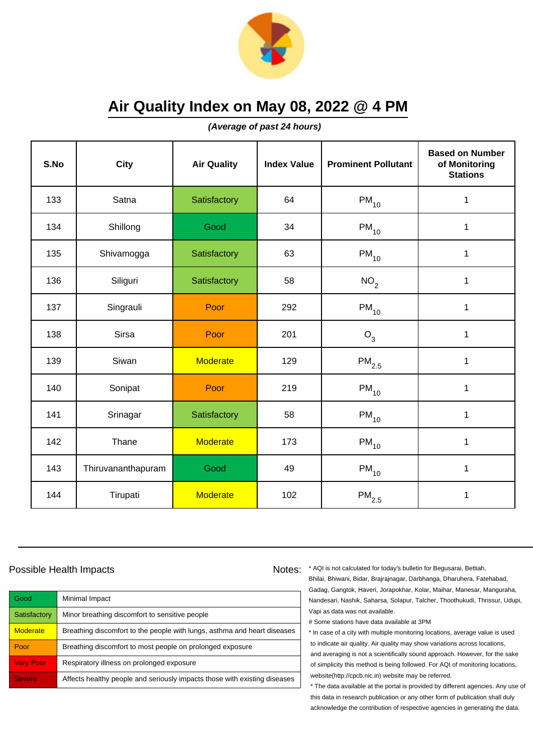# Air Quality Index on May 08, 2022 @ 4 PM

***(Average of past 24 hours)***

| S.No | City | Air Quality | Index Value | Prominent Pollutant | Based on Number of Monitoring Stations |
|---|---|---|---|---|---|
| 133 | Satna | Satisfactory | 64 | $PM_{10}$ | 1 |
| 134 | Shillong | Good | 34 | $PM_{10}$ | 1 |
| 135 | Shivamogga | Satisfactory | 63 | $PM_{10}$ | 1 |
| 136 | Siliguri | Satisfactory | 58 | $NO_2$ | 1 |
| 137 | Singrauli | Poor | 292 | $PM_{10}$ | 1 |
| 138 | Sirsa | Poor | 201 | $O_3$ | 1 |
| 139 | Siwan | Moderate | 129 | $PM_{2.5}$ | 1 |
| 140 | Sonipat | Poor | 219 | $PM_{10}$ | 1 |
| 141 | Srinagar | Satisfactory | 58 | $PM_{10}$ | 1 |
| 142 | Thane | Moderate | 173 | $PM_{10}$ | 1 |
| 143 | Thiruvananthapuram | Good | 49 | $PM_{10}$ | 1 |
| 144 | Tirupati | Moderate | 102 | $PM_{2.5}$ | 1 |

## Possible Health Impacts

| | |
|---|---|
| Good | Minimal Impact |
| Satisfactory | Minor breathing discomfort to sensitive people |
| Moderate | Breathing discomfort to the people with lungs, asthma and heart diseases |
| Poor | Breathing discomfort to most people on prolonged exposure |
| Very Poor | Respiratory illness on prolonged exposure |
| Severe | Affects healthy people and seriously impacts those with existing diseases |

Notes:

* AQI is not calculated for today's bulletin for Begusarai, Bettiah, Bhilai, Bhiwani, Bidar, Brajrajnagar, Darbhanga, Dharuhera, Fatehabad, Gadag, Gangtok, Haveri, Jorapokhar, Kolar, Maihar, Manesar, Manguraha, Nandesari, Nashik, Saharsa, Solapur, Talcher, Thoothukudi, Thrissur, Udupi, Vapi as data was not available.

# Some stations have data available at 3PM

* In case of a city with multiple monitoring locations, average value is used to indicate air quality. Air quality may show variations across locations, and averaging is not a scientifically sound approach. However, for the sake of simplicity this method is being followed. For AQI of monitoring locations, website(http://cpcb.nic.in) website may be referred.

* The data available at the portal is provided by different agencies. Any use of this data in research publication or any other form of publication shall duly acknowledge the contribution of respective agencies in generating the data.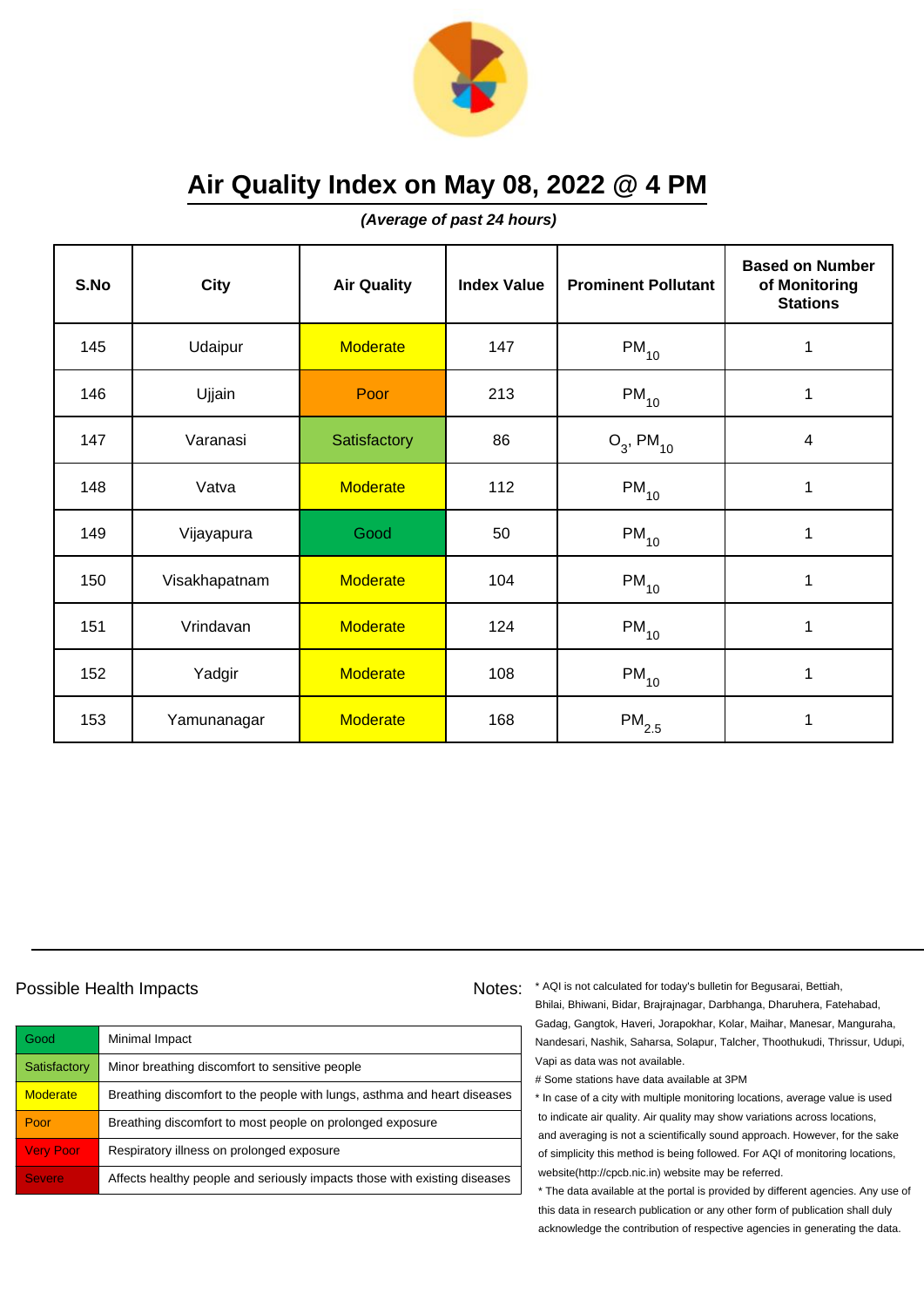# Air Quality Index on May 08, 2022 @ 4 PM

***(Average of past 24 hours)***

| S.No | City | Air Quality | Index Value | Prominent Pollutant | Based on Number of Monitoring Stations |
|---|---|---|---|---|---|
| 145 | Udaipur | Moderate | 147 | $PM_{10}$ | 1 |
| 146 | Ujjain | Poor | 213 | $PM_{10}$ | 1 |
| 147 | Varanasi | Satisfactory | 86 | $O_3$, $PM_{10}$ | 4 |
| 148 | Vatva | Moderate | 112 | $PM_{10}$ | 1 |
| 149 | Vijayapura | Good | 50 | $PM_{10}$ | 1 |
| 150 | Visakhapatnam | Moderate | 104 | $PM_{10}$ | 1 |
| 151 | Vrindavan | Moderate | 124 | $PM_{10}$ | 1 |
| 152 | Yadgir | Moderate | 108 | $PM_{10}$ | 1 |
| 153 | Yamunanagar | Moderate | 168 | $PM_{2.5}$ | 1 |

Possible Health Impacts

| | |
|---|---|
| Good | Minimal Impact |
| Satisfactory | Minor breathing discomfort to sensitive people |
| Moderate | Breathing discomfort to the people with lungs, asthma and heart diseases |
| Poor | Breathing discomfort to most people on prolonged exposure |
| Very Poor | Respiratory illness on prolonged exposure |
| Severe | Affects healthy people and seriously impacts those with existing diseases |

Notes:

* AQI is not calculated for today's bulletin for Begusarai, Bettiah, Bhilai, Bhiwani, Bidar, Brajrajnagar, Darbhanga, Dharuhera, Fatehabad, Gadag, Gangtok, Haveri, Jorapokhar, Kolar, Maihar, Manesar, Manguraha, Nandesari, Nashik, Saharsa, Solapur, Talcher, Thoothukudi, Thrissur, Udupi, Vapi as data was not available.

# Some stations have data available at 3PM

* In case of a city with multiple monitoring locations, average value is used to indicate air quality. Air quality may show variations across locations, and averaging is not a scientifically sound approach. However, for the sake of simplicity this method is being followed. For AQI of monitoring locations, website(http://cpcb.nic.in) website may be referred.

* The data available at the portal is provided by different agencies. Any use of this data in research publication or any other form of publication shall duly acknowledge the contribution of respective agencies in generating the data.